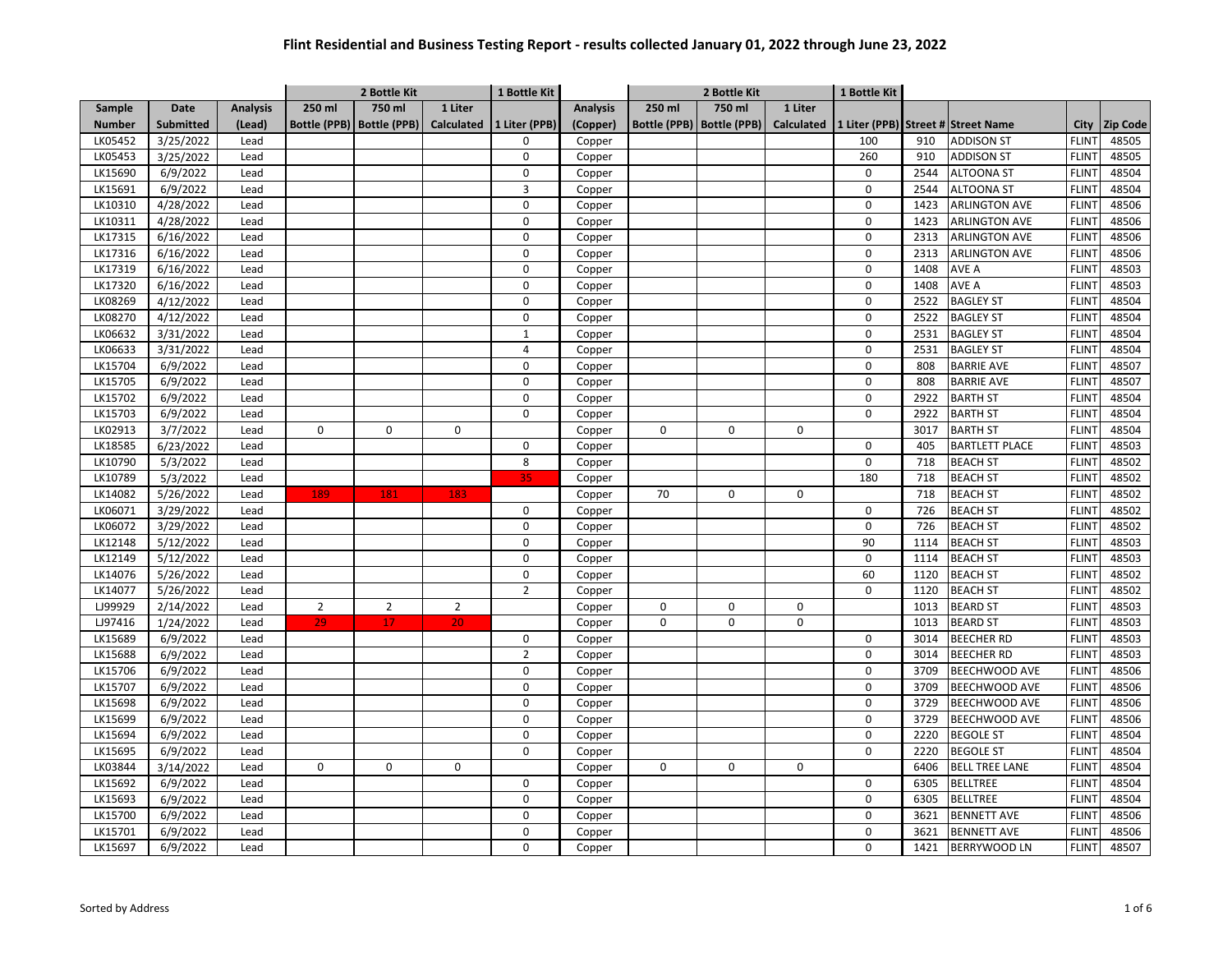# Flint Residential and Business Testing Report - results collected January 01, 2022 through June 23, 2022

| | | | 2 Bottle Kit | | | 1 Bottle Kit | | 2 Bottle Kit | | | 1 Bottle Kit | | | | |
|---|---|---|---|---|---|---|---|---|---|---|---|---|---|---|---|
| Sample Number | Date Submitted | Analysis (Lead) | 250 ml Bottle (PPB) | 750 ml Bottle (PPB) | 1 Liter Calculated | 1 Liter (PPB) | Analysis (Copper) | 250 ml Bottle (PPB) | 750 ml Bottle (PPB) | 1 Liter Calculated | 1 Liter (PPB) | Street # | Street Name | City | Zip Code |
| LK05452 | 3/25/2022 | Lead | | | | 0 | Copper | | | | 100 | 910 | ADDISON ST | FLINT | 48505 |
| LK05453 | 3/25/2022 | Lead | | | | 0 | Copper | | | | 260 | 910 | ADDISON ST | FLINT | 48505 |
| LK15690 | 6/9/2022 | Lead | | | | 0 | Copper | | | | 0 | 2544 | ALTOONA ST | FLINT | 48504 |
| LK15691 | 6/9/2022 | Lead | | | | 3 | Copper | | | | 0 | 2544 | ALTOONA ST | FLINT | 48504 |
| LK10310 | 4/28/2022 | Lead | | | | 0 | Copper | | | | 0 | 1423 | ARLINGTON AVE | FLINT | 48506 |
| LK10311 | 4/28/2022 | Lead | | | | 0 | Copper | | | | 0 | 1423 | ARLINGTON AVE | FLINT | 48506 |
| LK17315 | 6/16/2022 | Lead | | | | 0 | Copper | | | | 0 | 2313 | ARLINGTON AVE | FLINT | 48506 |
| LK17316 | 6/16/2022 | Lead | | | | 0 | Copper | | | | 0 | 2313 | ARLINGTON AVE | FLINT | 48506 |
| LK17319 | 6/16/2022 | Lead | | | | 0 | Copper | | | | 0 | 1408 | AVE A | FLINT | 48503 |
| LK17320 | 6/16/2022 | Lead | | | | 0 | Copper | | | | 0 | 1408 | AVE A | FLINT | 48503 |
| LK08269 | 4/12/2022 | Lead | | | | 0 | Copper | | | | 0 | 2522 | BAGLEY ST | FLINT | 48504 |
| LK08270 | 4/12/2022 | Lead | | | | 0 | Copper | | | | 0 | 2522 | BAGLEY ST | FLINT | 48504 |
| LK06632 | 3/31/2022 | Lead | | | | 1 | Copper | | | | 0 | 2531 | BAGLEY ST | FLINT | 48504 |
| LK06633 | 3/31/2022 | Lead | | | | 4 | Copper | | | | 0 | 2531 | BAGLEY ST | FLINT | 48504 |
| LK15704 | 6/9/2022 | Lead | | | | 0 | Copper | | | | 0 | 808 | BARRIE AVE | FLINT | 48507 |
| LK15705 | 6/9/2022 | Lead | | | | 0 | Copper | | | | 0 | 808 | BARRIE AVE | FLINT | 48507 |
| LK15702 | 6/9/2022 | Lead | | | | 0 | Copper | | | | 0 | 2922 | BARTH ST | FLINT | 48504 |
| LK15703 | 6/9/2022 | Lead | | | | 0 | Copper | | | | 0 | 2922 | BARTH ST | FLINT | 48504 |
| LK02913 | 3/7/2022 | Lead | 0 | 0 | 0 | | Copper | 0 | 0 | 0 | | 3017 | BARTH ST | FLINT | 48504 |
| LK18585 | 6/23/2022 | Lead | | | | 0 | Copper | | | | 0 | 405 | BARTLETT PLACE | FLINT | 48503 |
| LK10790 | 5/3/2022 | Lead | | | | 8 | Copper | | | | 0 | 718 | BEACH ST | FLINT | 48502 |
| LK10789 | 5/3/2022 | Lead | | | | 35 | Copper | | | | 180 | 718 | BEACH ST | FLINT | 48502 |
| LK14082 | 5/26/2022 | Lead | 189 | 181 | 183 | | Copper | 70 | 0 | 0 | | 718 | BEACH ST | FLINT | 48502 |
| LK06071 | 3/29/2022 | Lead | | | | 0 | Copper | | | | 0 | 726 | BEACH ST | FLINT | 48502 |
| LK06072 | 3/29/2022 | Lead | | | | 0 | Copper | | | | 0 | 726 | BEACH ST | FLINT | 48502 |
| LK12148 | 5/12/2022 | Lead | | | | 0 | Copper | | | | 90 | 1114 | BEACH ST | FLINT | 48503 |
| LK12149 | 5/12/2022 | Lead | | | | 0 | Copper | | | | 0 | 1114 | BEACH ST | FLINT | 48503 |
| LK14076 | 5/26/2022 | Lead | | | | 0 | Copper | | | | 60 | 1120 | BEACH ST | FLINT | 48502 |
| LK14077 | 5/26/2022 | Lead | | | | 2 | Copper | | | | 0 | 1120 | BEACH ST | FLINT | 48502 |
| LJ99929 | 2/14/2022 | Lead | 2 | 2 | 2 | | Copper | 0 | 0 | 0 | | 1013 | BEARD ST | FLINT | 48503 |
| LJ97416 | 1/24/2022 | Lead | 29 | 17 | 20 | | Copper | 0 | 0 | 0 | | 1013 | BEARD ST | FLINT | 48503 |
| LK15689 | 6/9/2022 | Lead | | | | 0 | Copper | | | | 0 | 3014 | BEECHER RD | FLINT | 48503 |
| LK15688 | 6/9/2022 | Lead | | | | 2 | Copper | | | | 0 | 3014 | BEECHER RD | FLINT | 48503 |
| LK15706 | 6/9/2022 | Lead | | | | 0 | Copper | | | | 0 | 3709 | BEECHWOOD AVE | FLINT | 48506 |
| LK15707 | 6/9/2022 | Lead | | | | 0 | Copper | | | | 0 | 3709 | BEECHWOOD AVE | FLINT | 48506 |
| LK15698 | 6/9/2022 | Lead | | | | 0 | Copper | | | | 0 | 3729 | BEECHWOOD AVE | FLINT | 48506 |
| LK15699 | 6/9/2022 | Lead | | | | 0 | Copper | | | | 0 | 3729 | BEECHWOOD AVE | FLINT | 48506 |
| LK15694 | 6/9/2022 | Lead | | | | 0 | Copper | | | | 0 | 2220 | BEGOLE ST | FLINT | 48504 |
| LK15695 | 6/9/2022 | Lead | | | | 0 | Copper | | | | 0 | 2220 | BEGOLE ST | FLINT | 48504 |
| LK03844 | 3/14/2022 | Lead | 0 | 0 | 0 | | Copper | 0 | 0 | 0 | | 6406 | BELL TREE LANE | FLINT | 48504 |
| LK15692 | 6/9/2022 | Lead | | | | 0 | Copper | | | | 0 | 6305 | BELLTREE | FLINT | 48504 |
| LK15693 | 6/9/2022 | Lead | | | | 0 | Copper | | | | 0 | 6305 | BELLTREE | FLINT | 48504 |
| LK15700 | 6/9/2022 | Lead | | | | 0 | Copper | | | | 0 | 3621 | BENNETT AVE | FLINT | 48506 |
| LK15701 | 6/9/2022 | Lead | | | | 0 | Copper | | | | 0 | 3621 | BENNETT AVE | FLINT | 48506 |
| LK15697 | 6/9/2022 | Lead | | | | 0 | Copper | | | | 0 | 1421 | BERRYWOOD LN | FLINT | 48507 |

Sorted by Address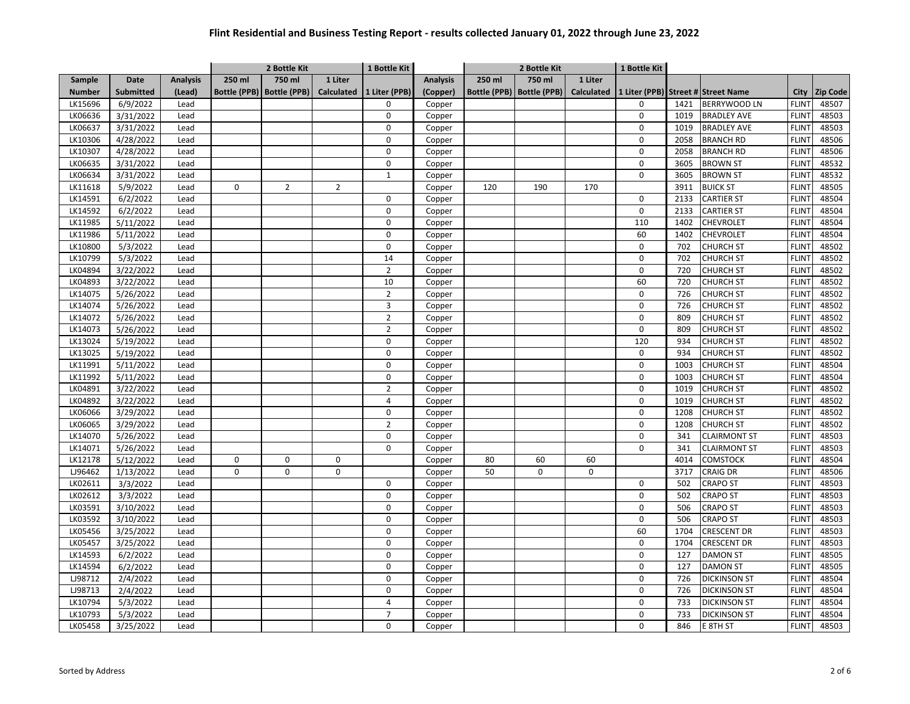# Flint Residential and Business Testing Report - results collected January 01, 2022 through June 23, 2022

| | | | 2 Bottle Kit | | | 1 Bottle Kit | | 2 Bottle Kit | | | 1 Bottle Kit | | | | |
|---|---|---|---|---|---|---|---|---|---|---|---|---|---|---|---|
| Sample Number | Date Submitted | Analysis (Lead) | 250 ml Bottle (PPB) | 750 ml Bottle (PPB) | 1 Liter Calculated | 1 Liter (PPB) | Analysis (Copper) | 250 ml Bottle (PPB) | 750 ml Bottle (PPB) | 1 Liter Calculated | 1 Liter (PPB) | Street # | Street Name | City | Zip Code |
| LK15696 | 6/9/2022 | Lead | | | | 0 | Copper | | | | 0 | 1421 | BERRYWOOD LN | FLINT | 48507 |
| LK06636 | 3/31/2022 | Lead | | | | 0 | Copper | | | | 0 | 1019 | BRADLEY AVE | FLINT | 48503 |
| LK06637 | 3/31/2022 | Lead | | | | 0 | Copper | | | | 0 | 1019 | BRADLEY AVE | FLINT | 48503 |
| LK10306 | 4/28/2022 | Lead | | | | 0 | Copper | | | | 0 | 2058 | BRANCH RD | FLINT | 48506 |
| LK10307 | 4/28/2022 | Lead | | | | 0 | Copper | | | | 0 | 2058 | BRANCH RD | FLINT | 48506 |
| LK06635 | 3/31/2022 | Lead | | | | 0 | Copper | | | | 0 | 3605 | BROWN ST | FLINT | 48532 |
| LK06634 | 3/31/2022 | Lead | | | | 1 | Copper | | | | 0 | 3605 | BROWN ST | FLINT | 48532 |
| LK11618 | 5/9/2022 | Lead | 0 | 2 | 2 | | Copper | 120 | 190 | 170 | | 3911 | BUICK ST | FLINT | 48505 |
| LK14591 | 6/2/2022 | Lead | | | | 0 | Copper | | | | 0 | 2133 | CARTIER ST | FLINT | 48504 |
| LK14592 | 6/2/2022 | Lead | | | | 0 | Copper | | | | 0 | 2133 | CARTIER ST | FLINT | 48504 |
| LK11985 | 5/11/2022 | Lead | | | | 0 | Copper | | | | 110 | 1402 | CHEVROLET | FLINT | 48504 |
| LK11986 | 5/11/2022 | Lead | | | | 0 | Copper | | | | 60 | 1402 | CHEVROLET | FLINT | 48504 |
| LK10800 | 5/3/2022 | Lead | | | | 0 | Copper | | | | 0 | 702 | CHURCH ST | FLINT | 48502 |
| LK10799 | 5/3/2022 | Lead | | | | 14 | Copper | | | | 0 | 702 | CHURCH ST | FLINT | 48502 |
| LK04894 | 3/22/2022 | Lead | | | | 2 | Copper | | | | 0 | 720 | CHURCH ST | FLINT | 48502 |
| LK04893 | 3/22/2022 | Lead | | | | 10 | Copper | | | | 60 | 720 | CHURCH ST | FLINT | 48502 |
| LK14075 | 5/26/2022 | Lead | | | | 2 | Copper | | | | 0 | 726 | CHURCH ST | FLINT | 48502 |
| LK14074 | 5/26/2022 | Lead | | | | 3 | Copper | | | | 0 | 726 | CHURCH ST | FLINT | 48502 |
| LK14072 | 5/26/2022 | Lead | | | | 2 | Copper | | | | 0 | 809 | CHURCH ST | FLINT | 48502 |
| LK14073 | 5/26/2022 | Lead | | | | 2 | Copper | | | | 0 | 809 | CHURCH ST | FLINT | 48502 |
| LK13024 | 5/19/2022 | Lead | | | | 0 | Copper | | | | 120 | 934 | CHURCH ST | FLINT | 48502 |
| LK13025 | 5/19/2022 | Lead | | | | 0 | Copper | | | | 0 | 934 | CHURCH ST | FLINT | 48502 |
| LK11991 | 5/11/2022 | Lead | | | | 0 | Copper | | | | 0 | 1003 | CHURCH ST | FLINT | 48504 |
| LK11992 | 5/11/2022 | Lead | | | | 0 | Copper | | | | 0 | 1003 | CHURCH ST | FLINT | 48504 |
| LK04891 | 3/22/2022 | Lead | | | | 2 | Copper | | | | 0 | 1019 | CHURCH ST | FLINT | 48502 |
| LK04892 | 3/22/2022 | Lead | | | | 4 | Copper | | | | 0 | 1019 | CHURCH ST | FLINT | 48502 |
| LK06066 | 3/29/2022 | Lead | | | | 0 | Copper | | | | 0 | 1208 | CHURCH ST | FLINT | 48502 |
| LK06065 | 3/29/2022 | Lead | | | | 2 | Copper | | | | 0 | 1208 | CHURCH ST | FLINT | 48502 |
| LK14070 | 5/26/2022 | Lead | | | | 0 | Copper | | | | 0 | 341 | CLAIRMONT ST | FLINT | 48503 |
| LK14071 | 5/26/2022 | Lead | | | | 0 | Copper | | | | 0 | 341 | CLAIRMONT ST | FLINT | 48503 |
| LK12178 | 5/12/2022 | Lead | 0 | 0 | 0 | | Copper | 80 | 60 | 60 | | 4014 | COMSTOCK | FLINT | 48504 |
| LJ96462 | 1/13/2022 | Lead | 0 | 0 | 0 | | Copper | 50 | 0 | 0 | | 3717 | CRAIG DR | FLINT | 48506 |
| LK02611 | 3/3/2022 | Lead | | | | 0 | Copper | | | | 0 | 502 | CRAPO ST | FLINT | 48503 |
| LK02612 | 3/3/2022 | Lead | | | | 0 | Copper | | | | 0 | 502 | CRAPO ST | FLINT | 48503 |
| LK03591 | 3/10/2022 | Lead | | | | 0 | Copper | | | | 0 | 506 | CRAPO ST | FLINT | 48503 |
| LK03592 | 3/10/2022 | Lead | | | | 0 | Copper | | | | 0 | 506 | CRAPO ST | FLINT | 48503 |
| LK05456 | 3/25/2022 | Lead | | | | 0 | Copper | | | | 60 | 1704 | CRESCENT DR | FLINT | 48503 |
| LK05457 | 3/25/2022 | Lead | | | | 0 | Copper | | | | 0 | 1704 | CRESCENT DR | FLINT | 48503 |
| LK14593 | 6/2/2022 | Lead | | | | 0 | Copper | | | | 0 | 127 | DAMON ST | FLINT | 48505 |
| LK14594 | 6/2/2022 | Lead | | | | 0 | Copper | | | | 0 | 127 | DAMON ST | FLINT | 48505 |
| LJ98712 | 2/4/2022 | Lead | | | | 0 | Copper | | | | 0 | 726 | DICKINSON ST | FLINT | 48504 |
| LJ98713 | 2/4/2022 | Lead | | | | 0 | Copper | | | | 0 | 726 | DICKINSON ST | FLINT | 48504 |
| LK10794 | 5/3/2022 | Lead | | | | 4 | Copper | | | | 0 | 733 | DICKINSON ST | FLINT | 48504 |
| LK10793 | 5/3/2022 | Lead | | | | 7 | Copper | | | | 0 | 733 | DICKINSON ST | FLINT | 48504 |
| LK05458 | 3/25/2022 | Lead | | | | 0 | Copper | | | | 0 | 846 | E 8TH ST | FLINT | 48503 |

Sorted by Address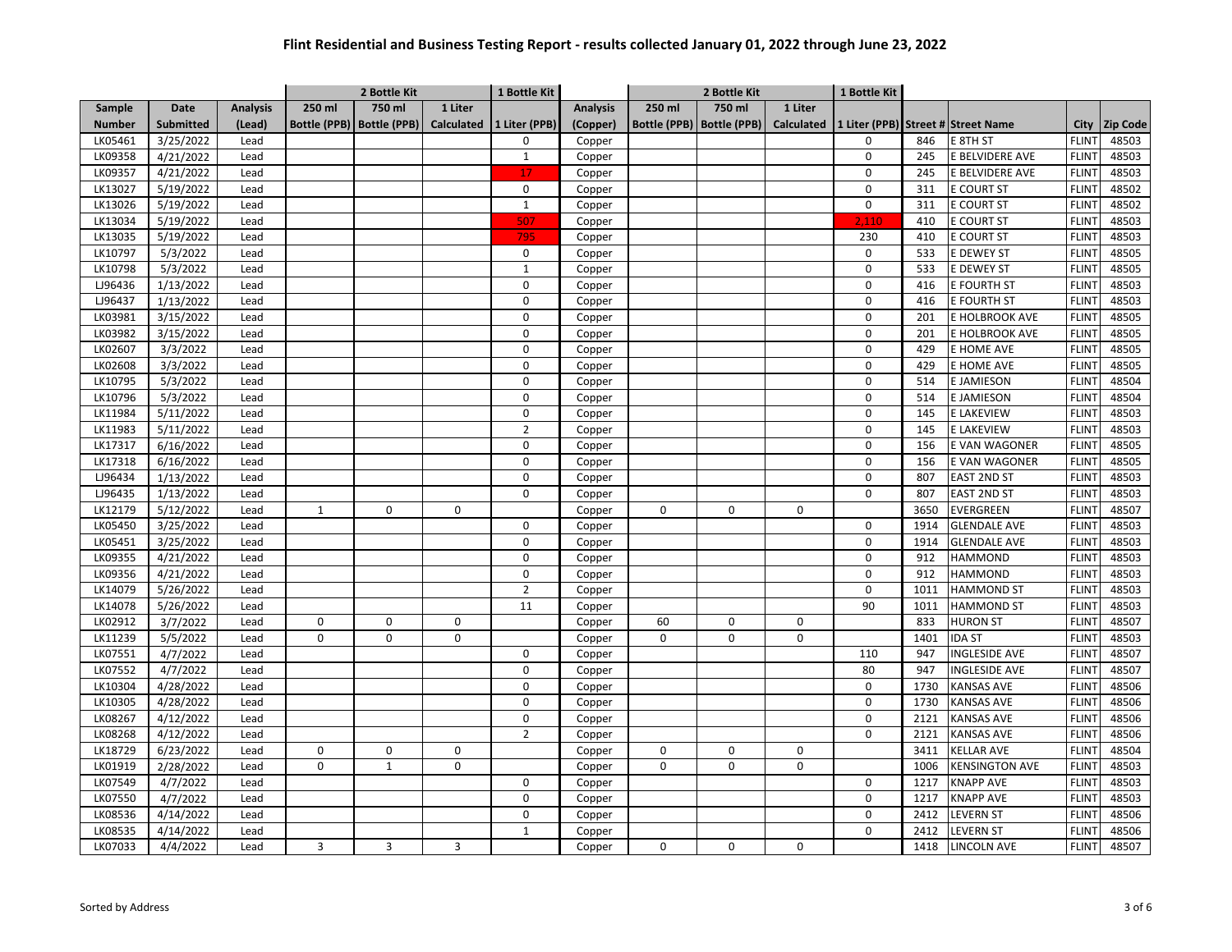# Flint Residential and Business Testing Report - results collected January 01, 2022 through June 23, 2022

| | | | 2 Bottle Kit | | | 1 Bottle Kit | | 2 Bottle Kit | | | 1 Bottle Kit | | | | |
|---|---|---|---|---|---|---|---|---|---|---|---|---|---|---|---|
| Sample Number | Date Submitted | Analysis (Lead) | 250 ml Bottle (PPB) | 750 ml Bottle (PPB) | 1 Liter Calculated | 1 Liter (PPB) | Analysis (Copper) | 250 ml Bottle (PPB) | 750 ml Bottle (PPB) | 1 Liter Calculated | 1 Liter (PPB) | Street # | Street Name | City | Zip Code |
| LK05461 | 3/25/2022 | Lead | | | | 0 | Copper | | | | 0 | 846 | E 8TH ST | FLINT | 48503 |
| LK09358 | 4/21/2022 | Lead | | | | 1 | Copper | | | | 0 | 245 | E BELVIDERE AVE | FLINT | 48503 |
| LK09357 | 4/21/2022 | Lead | | | | 17 | Copper | | | | 0 | 245 | E BELVIDERE AVE | FLINT | 48503 |
| LK13027 | 5/19/2022 | Lead | | | | 0 | Copper | | | | 0 | 311 | E COURT ST | FLINT | 48502 |
| LK13026 | 5/19/2022 | Lead | | | | 1 | Copper | | | | 0 | 311 | E COURT ST | FLINT | 48502 |
| LK13034 | 5/19/2022 | Lead | | | | 507 | Copper | | | | 2,110 | 410 | E COURT ST | FLINT | 48503 |
| LK13035 | 5/19/2022 | Lead | | | | 795 | Copper | | | | 230 | 410 | E COURT ST | FLINT | 48503 |
| LK10797 | 5/3/2022 | Lead | | | | 0 | Copper | | | | 0 | 533 | E DEWEY ST | FLINT | 48505 |
| LK10798 | 5/3/2022 | Lead | | | | 1 | Copper | | | | 0 | 533 | E DEWEY ST | FLINT | 48505 |
| LJ96436 | 1/13/2022 | Lead | | | | 0 | Copper | | | | 0 | 416 | E FOURTH ST | FLINT | 48503 |
| LJ96437 | 1/13/2022 | Lead | | | | 0 | Copper | | | | 0 | 416 | E FOURTH ST | FLINT | 48503 |
| LK03981 | 3/15/2022 | Lead | | | | 0 | Copper | | | | 0 | 201 | E HOLBROOK AVE | FLINT | 48505 |
| LK03982 | 3/15/2022 | Lead | | | | 0 | Copper | | | | 0 | 201 | E HOLBROOK AVE | FLINT | 48505 |
| LK02607 | 3/3/2022 | Lead | | | | 0 | Copper | | | | 0 | 429 | E HOME AVE | FLINT | 48505 |
| LK02608 | 3/3/2022 | Lead | | | | 0 | Copper | | | | 0 | 429 | E HOME AVE | FLINT | 48505 |
| LK10795 | 5/3/2022 | Lead | | | | 0 | Copper | | | | 0 | 514 | E JAMIESON | FLINT | 48504 |
| LK10796 | 5/3/2022 | Lead | | | | 0 | Copper | | | | 0 | 514 | E JAMIESON | FLINT | 48504 |
| LK11984 | 5/11/2022 | Lead | | | | 0 | Copper | | | | 0 | 145 | E LAKEVIEW | FLINT | 48503 |
| LK11983 | 5/11/2022 | Lead | | | | 2 | Copper | | | | 0 | 145 | E LAKEVIEW | FLINT | 48503 |
| LK17317 | 6/16/2022 | Lead | | | | 0 | Copper | | | | 0 | 156 | E VAN WAGONER | FLINT | 48505 |
| LK17318 | 6/16/2022 | Lead | | | | 0 | Copper | | | | 0 | 156 | E VAN WAGONER | FLINT | 48505 |
| LJ96434 | 1/13/2022 | Lead | | | | 0 | Copper | | | | 0 | 807 | EAST 2ND ST | FLINT | 48503 |
| LJ96435 | 1/13/2022 | Lead | | | | 0 | Copper | | | | 0 | 807 | EAST 2ND ST | FLINT | 48503 |
| LK12179 | 5/12/2022 | Lead | 1 | 0 | 0 | | Copper | 0 | 0 | 0 | | 3650 | EVERGREEN | FLINT | 48507 |
| LK05450 | 3/25/2022 | Lead | | | | 0 | Copper | | | | 0 | 1914 | GLENDALE AVE | FLINT | 48503 |
| LK05451 | 3/25/2022 | Lead | | | | 0 | Copper | | | | 0 | 1914 | GLENDALE AVE | FLINT | 48503 |
| LK09355 | 4/21/2022 | Lead | | | | 0 | Copper | | | | 0 | 912 | HAMMOND | FLINT | 48503 |
| LK09356 | 4/21/2022 | Lead | | | | 0 | Copper | | | | 0 | 912 | HAMMOND | FLINT | 48503 |
| LK14079 | 5/26/2022 | Lead | | | | 2 | Copper | | | | 0 | 1011 | HAMMOND ST | FLINT | 48503 |
| LK14078 | 5/26/2022 | Lead | | | | 11 | Copper | | | | 90 | 1011 | HAMMOND ST | FLINT | 48503 |
| LK02912 | 3/7/2022 | Lead | 0 | 0 | 0 | | Copper | 60 | 0 | 0 | | 833 | HURON ST | FLINT | 48507 |
| LK11239 | 5/5/2022 | Lead | 0 | 0 | 0 | | Copper | 0 | 0 | 0 | | 1401 | IDA ST | FLINT | 48503 |
| LK07551 | 4/7/2022 | Lead | | | | 0 | Copper | | | | 110 | 947 | INGLESIDE AVE | FLINT | 48507 |
| LK07552 | 4/7/2022 | Lead | | | | 0 | Copper | | | | 80 | 947 | INGLESIDE AVE | FLINT | 48507 |
| LK10304 | 4/28/2022 | Lead | | | | 0 | Copper | | | | 0 | 1730 | KANSAS AVE | FLINT | 48506 |
| LK10305 | 4/28/2022 | Lead | | | | 0 | Copper | | | | 0 | 1730 | KANSAS AVE | FLINT | 48506 |
| LK08267 | 4/12/2022 | Lead | | | | 0 | Copper | | | | 0 | 2121 | KANSAS AVE | FLINT | 48506 |
| LK08268 | 4/12/2022 | Lead | | | | 2 | Copper | | | | 0 | 2121 | KANSAS AVE | FLINT | 48506 |
| LK18729 | 6/23/2022 | Lead | 0 | 0 | 0 | | Copper | 0 | 0 | 0 | | 3411 | KELLAR AVE | FLINT | 48504 |
| LK01919 | 2/28/2022 | Lead | 0 | 1 | 0 | | Copper | 0 | 0 | 0 | | 1006 | KENSINGTON AVE | FLINT | 48503 |
| LK07549 | 4/7/2022 | Lead | | | | 0 | Copper | | | | 0 | 1217 | KNAPP AVE | FLINT | 48503 |
| LK07550 | 4/7/2022 | Lead | | | | 0 | Copper | | | | 0 | 1217 | KNAPP AVE | FLINT | 48503 |
| LK08536 | 4/14/2022 | Lead | | | | 0 | Copper | | | | 0 | 2412 | LEVERN ST | FLINT | 48506 |
| LK08535 | 4/14/2022 | Lead | | | | 1 | Copper | | | | 0 | 2412 | LEVERN ST | FLINT | 48506 |
| LK07033 | 4/4/2022 | Lead | 3 | 3 | 3 | | Copper | 0 | 0 | 0 | | 1418 | LINCOLN AVE | FLINT | 48507 |

Sorted by Address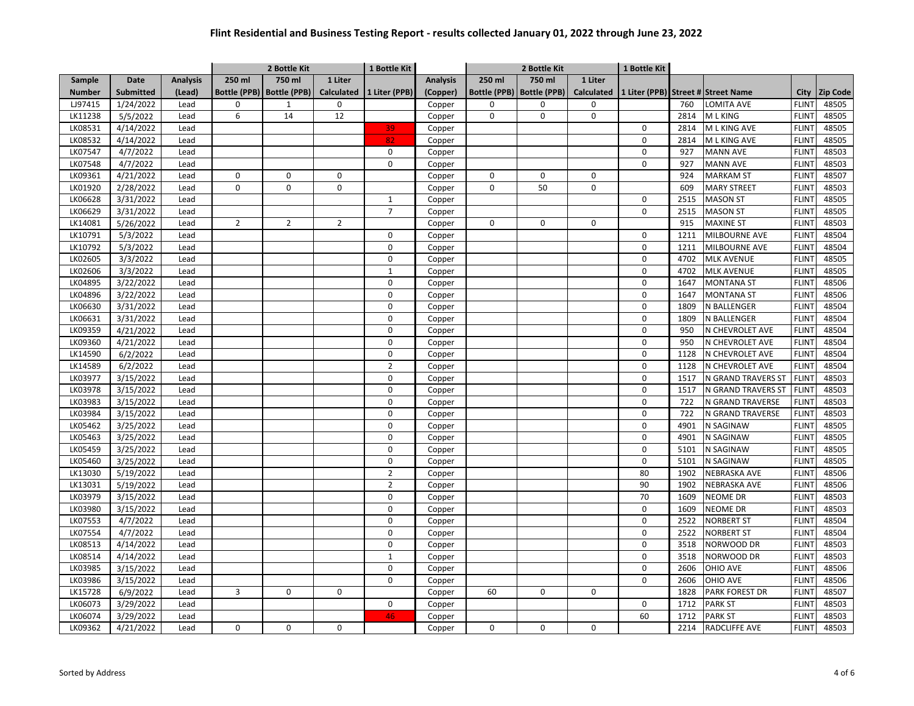# Flint Residential and Business Testing Report - results collected January 01, 2022 through June 23, 2022

| | | | 2 Bottle Kit | | | 1 Bottle Kit | | 2 Bottle Kit | | | 1 Bottle Kit | | | | |
|---|---|---|---|---|---|---|---|---|---|---|---|---|---|---|---|
| Sample Number | Date Submitted | Analysis (Lead) | 250 ml Bottle (PPB) | 750 ml Bottle (PPB) | 1 Liter Calculated | 1 Liter (PPB) | Analysis (Copper) | 250 ml Bottle (PPB) | 750 ml Bottle (PPB) | 1 Liter Calculated | 1 Liter (PPB) | Street # | Street Name | City | Zip Code |
| LJ97415 | 1/24/2022 | Lead | 0 | 1 | 0 | | Copper | 0 | 0 | 0 | | 760 | LOMITA AVE | FLINT | 48505 |
| LK11238 | 5/5/2022 | Lead | 6 | 14 | 12 | | Copper | 0 | 0 | 0 | | 2814 | M L KING | FLINT | 48505 |
| LK08531 | 4/14/2022 | Lead | | | | 39 | Copper | | | | 0 | 2814 | M L KING AVE | FLINT | 48505 |
| LK08532 | 4/14/2022 | Lead | | | | 82 | Copper | | | | 0 | 2814 | M L KING AVE | FLINT | 48505 |
| LK07547 | 4/7/2022 | Lead | | | | 0 | Copper | | | | 0 | 927 | MANN AVE | FLINT | 48503 |
| LK07548 | 4/7/2022 | Lead | | | | 0 | Copper | | | | 0 | 927 | MANN AVE | FLINT | 48503 |
| LK09361 | 4/21/2022 | Lead | 0 | 0 | 0 | | Copper | 0 | 0 | 0 | | 924 | MARKAM ST | FLINT | 48507 |
| LK01920 | 2/28/2022 | Lead | 0 | 0 | 0 | | Copper | 0 | 50 | 0 | | 609 | MARY STREET | FLINT | 48503 |
| LK06628 | 3/31/2022 | Lead | | | | 1 | Copper | | | | 0 | 2515 | MASON ST | FLINT | 48505 |
| LK06629 | 3/31/2022 | Lead | | | | 7 | Copper | | | | 0 | 2515 | MASON ST | FLINT | 48505 |
| LK14081 | 5/26/2022 | Lead | 2 | 2 | 2 | | Copper | 0 | 0 | 0 | | 915 | MAXINE ST | FLINT | 48503 |
| LK10791 | 5/3/2022 | Lead | | | | 0 | Copper | | | | 0 | 1211 | MILBOURNE AVE | FLINT | 48504 |
| LK10792 | 5/3/2022 | Lead | | | | 0 | Copper | | | | 0 | 1211 | MILBOURNE AVE | FLINT | 48504 |
| LK02605 | 3/3/2022 | Lead | | | | 0 | Copper | | | | 0 | 4702 | MLK AVENUE | FLINT | 48505 |
| LK02606 | 3/3/2022 | Lead | | | | 1 | Copper | | | | 0 | 4702 | MLK AVENUE | FLINT | 48505 |
| LK04895 | 3/22/2022 | Lead | | | | 0 | Copper | | | | 0 | 1647 | MONTANA ST | FLINT | 48506 |
| LK04896 | 3/22/2022 | Lead | | | | 0 | Copper | | | | 0 | 1647 | MONTANA ST | FLINT | 48506 |
| LK06630 | 3/31/2022 | Lead | | | | 0 | Copper | | | | 0 | 1809 | N BALLENGER | FLINT | 48504 |
| LK06631 | 3/31/2022 | Lead | | | | 0 | Copper | | | | 0 | 1809 | N BALLENGER | FLINT | 48504 |
| LK09359 | 4/21/2022 | Lead | | | | 0 | Copper | | | | 0 | 950 | N CHEVROLET AVE | FLINT | 48504 |
| LK09360 | 4/21/2022 | Lead | | | | 0 | Copper | | | | 0 | 950 | N CHEVROLET AVE | FLINT | 48504 |
| LK14590 | 6/2/2022 | Lead | | | | 0 | Copper | | | | 0 | 1128 | N CHEVROLET AVE | FLINT | 48504 |
| LK14589 | 6/2/2022 | Lead | | | | 2 | Copper | | | | 0 | 1128 | N CHEVROLET AVE | FLINT | 48504 |
| LK03977 | 3/15/2022 | Lead | | | | 0 | Copper | | | | 0 | 1517 | N GRAND TRAVERS ST | FLINT | 48503 |
| LK03978 | 3/15/2022 | Lead | | | | 0 | Copper | | | | 0 | 1517 | N GRAND TRAVERS ST | FLINT | 48503 |
| LK03983 | 3/15/2022 | Lead | | | | 0 | Copper | | | | 0 | 722 | N GRAND TRAVERSE | FLINT | 48503 |
| LK03984 | 3/15/2022 | Lead | | | | 0 | Copper | | | | 0 | 722 | N GRAND TRAVERSE | FLINT | 48503 |
| LK05462 | 3/25/2022 | Lead | | | | 0 | Copper | | | | 0 | 4901 | N SAGINAW | FLINT | 48505 |
| LK05463 | 3/25/2022 | Lead | | | | 0 | Copper | | | | 0 | 4901 | N SAGINAW | FLINT | 48505 |
| LK05459 | 3/25/2022 | Lead | | | | 0 | Copper | | | | 0 | 5101 | N SAGINAW | FLINT | 48505 |
| LK05460 | 3/25/2022 | Lead | | | | 0 | Copper | | | | 0 | 5101 | N SAGINAW | FLINT | 48505 |
| LK13030 | 5/19/2022 | Lead | | | | 2 | Copper | | | | 80 | 1902 | NEBRASKA AVE | FLINT | 48506 |
| LK13031 | 5/19/2022 | Lead | | | | 2 | Copper | | | | 90 | 1902 | NEBRASKA AVE | FLINT | 48506 |
| LK03979 | 3/15/2022 | Lead | | | | 0 | Copper | | | | 70 | 1609 | NEOME DR | FLINT | 48503 |
| LK03980 | 3/15/2022 | Lead | | | | 0 | Copper | | | | 0 | 1609 | NEOME DR | FLINT | 48503 |
| LK07553 | 4/7/2022 | Lead | | | | 0 | Copper | | | | 0 | 2522 | NORBERT ST | FLINT | 48504 |
| LK07554 | 4/7/2022 | Lead | | | | 0 | Copper | | | | 0 | 2522 | NORBERT ST | FLINT | 48504 |
| LK08513 | 4/14/2022 | Lead | | | | 0 | Copper | | | | 0 | 3518 | NORWOOD DR | FLINT | 48503 |
| LK08514 | 4/14/2022 | Lead | | | | 1 | Copper | | | | 0 | 3518 | NORWOOD DR | FLINT | 48503 |
| LK03985 | 3/15/2022 | Lead | | | | 0 | Copper | | | | 0 | 2606 | OHIO AVE | FLINT | 48506 |
| LK03986 | 3/15/2022 | Lead | | | | 0 | Copper | | | | 0 | 2606 | OHIO AVE | FLINT | 48506 |
| LK15728 | 6/9/2022 | Lead | 3 | 0 | 0 | | Copper | 60 | 0 | 0 | | 1828 | PARK FOREST DR | FLINT | 48507 |
| LK06073 | 3/29/2022 | Lead | | | | 0 | Copper | | | | 0 | 1712 | PARK ST | FLINT | 48503 |
| LK06074 | 3/29/2022 | Lead | | | | 46 | Copper | | | | 60 | 1712 | PARK ST | FLINT | 48503 |
| LK09362 | 4/21/2022 | Lead | 0 | 0 | 0 | | Copper | 0 | 0 | 0 | | 2214 | RADCLIFFE AVE | FLINT | 48503 |

Sorted by Address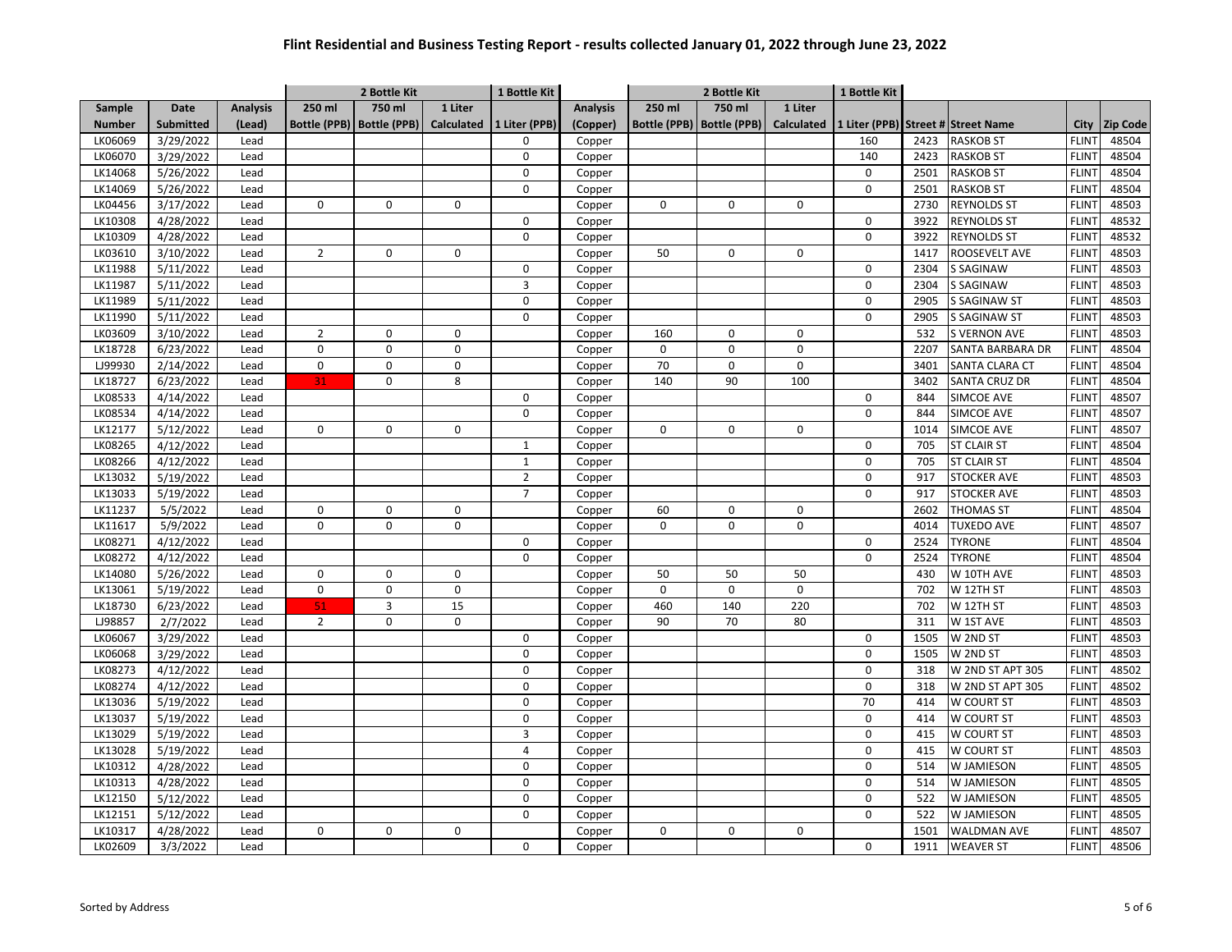# Flint Residential and Business Testing Report - results collected January 01, 2022 through June 23, 2022

| | | | 2 Bottle Kit | | | 1 Bottle Kit | | 2 Bottle Kit | | | 1 Bottle Kit | | | | |
|---|---|---|---|---|---|---|---|---|---|---|---|---|---|---|---|
| Sample Number | Date Submitted | Analysis (Lead) | 250 ml Bottle (PPB) | 750 ml Bottle (PPB) | 1 Liter Calculated | 1 Liter (PPB) | Analysis (Copper) | 250 ml Bottle (PPB) | 750 ml Bottle (PPB) | 1 Liter Calculated | 1 Liter (PPB) | Street # | Street Name | City | Zip Code |
| LK06069 | 3/29/2022 | Lead | | | | 0 | Copper | | | | 160 | 2423 | RASKOB ST | FLINT | 48504 |
| LK06070 | 3/29/2022 | Lead | | | | 0 | Copper | | | | 140 | 2423 | RASKOB ST | FLINT | 48504 |
| LK14068 | 5/26/2022 | Lead | | | | 0 | Copper | | | | 0 | 2501 | RASKOB ST | FLINT | 48504 |
| LK14069 | 5/26/2022 | Lead | | | | 0 | Copper | | | | 0 | 2501 | RASKOB ST | FLINT | 48504 |
| LK04456 | 3/17/2022 | Lead | 0 | 0 | 0 | | Copper | 0 | 0 | 0 | | 2730 | REYNOLDS ST | FLINT | 48503 |
| LK10308 | 4/28/2022 | Lead | | | | 0 | Copper | | | | 0 | 3922 | REYNOLDS ST | FLINT | 48532 |
| LK10309 | 4/28/2022 | Lead | | | | 0 | Copper | | | | 0 | 3922 | REYNOLDS ST | FLINT | 48532 |
| LK03610 | 3/10/2022 | Lead | 2 | 0 | 0 | | Copper | 50 | 0 | 0 | | 1417 | ROOSEVELT AVE | FLINT | 48503 |
| LK11988 | 5/11/2022 | Lead | | | | 0 | Copper | | | | 0 | 2304 | S SAGINAW | FLINT | 48503 |
| LK11987 | 5/11/2022 | Lead | | | | 3 | Copper | | | | 0 | 2304 | S SAGINAW | FLINT | 48503 |
| LK11989 | 5/11/2022 | Lead | | | | 0 | Copper | | | | 0 | 2905 | S SAGINAW ST | FLINT | 48503 |
| LK11990 | 5/11/2022 | Lead | | | | 0 | Copper | | | | 0 | 2905 | S SAGINAW ST | FLINT | 48503 |
| LK03609 | 3/10/2022 | Lead | 2 | 0 | 0 | | Copper | 160 | 0 | 0 | | 532 | S VERNON AVE | FLINT | 48503 |
| LK18728 | 6/23/2022 | Lead | 0 | 0 | 0 | | Copper | 0 | 0 | 0 | | 2207 | SANTA BARBARA DR | FLINT | 48504 |
| LJ99930 | 2/14/2022 | Lead | 0 | 0 | 0 | | Copper | 70 | 0 | 0 | | 3401 | SANTA CLARA CT | FLINT | 48504 |
| LK18727 | 6/23/2022 | Lead | 31 | 0 | 8 | | Copper | 140 | 90 | 100 | | 3402 | SANTA CRUZ DR | FLINT | 48504 |
| LK08533 | 4/14/2022 | Lead | | | | 0 | Copper | | | | 0 | 844 | SIMCOE AVE | FLINT | 48507 |
| LK08534 | 4/14/2022 | Lead | | | | 0 | Copper | | | | 0 | 844 | SIMCOE AVE | FLINT | 48507 |
| LK12177 | 5/12/2022 | Lead | 0 | 0 | 0 | | Copper | 0 | 0 | 0 | | 1014 | SIMCOE AVE | FLINT | 48507 |
| LK08265 | 4/12/2022 | Lead | | | | 1 | Copper | | | | 0 | 705 | ST CLAIR ST | FLINT | 48504 |
| LK08266 | 4/12/2022 | Lead | | | | 1 | Copper | | | | 0 | 705 | ST CLAIR ST | FLINT | 48504 |
| LK13032 | 5/19/2022 | Lead | | | | 2 | Copper | | | | 0 | 917 | STOCKER AVE | FLINT | 48503 |
| LK13033 | 5/19/2022 | Lead | | | | 7 | Copper | | | | 0 | 917 | STOCKER AVE | FLINT | 48503 |
| LK11237 | 5/5/2022 | Lead | 0 | 0 | 0 | | Copper | 60 | 0 | 0 | | 2602 | THOMAS ST | FLINT | 48504 |
| LK11617 | 5/9/2022 | Lead | 0 | 0 | 0 | | Copper | 0 | 0 | 0 | | 4014 | TUXEDO AVE | FLINT | 48507 |
| LK08271 | 4/12/2022 | Lead | | | | 0 | Copper | | | | 0 | 2524 | TYRONE | FLINT | 48504 |
| LK08272 | 4/12/2022 | Lead | | | | 0 | Copper | | | | 0 | 2524 | TYRONE | FLINT | 48504 |
| LK14080 | 5/26/2022 | Lead | 0 | 0 | 0 | | Copper | 50 | 50 | 50 | | 430 | W 10TH AVE | FLINT | 48503 |
| LK13061 | 5/19/2022 | Lead | 0 | 0 | 0 | | Copper | 0 | 0 | 0 | | 702 | W 12TH ST | FLINT | 48503 |
| LK18730 | 6/23/2022 | Lead | 51 | 3 | 15 | | Copper | 460 | 140 | 220 | | 702 | W 12TH ST | FLINT | 48503 |
| LJ98857 | 2/7/2022 | Lead | 2 | 0 | 0 | | Copper | 90 | 70 | 80 | | 311 | W 1ST AVE | FLINT | 48503 |
| LK06067 | 3/29/2022 | Lead | | | | 0 | Copper | | | | 0 | 1505 | W 2ND ST | FLINT | 48503 |
| LK06068 | 3/29/2022 | Lead | | | | 0 | Copper | | | | 0 | 1505 | W 2ND ST | FLINT | 48503 |
| LK08273 | 4/12/2022 | Lead | | | | 0 | Copper | | | | 0 | 318 | W 2ND ST APT 305 | FLINT | 48502 |
| LK08274 | 4/12/2022 | Lead | | | | 0 | Copper | | | | 0 | 318 | W 2ND ST APT 305 | FLINT | 48502 |
| LK13036 | 5/19/2022 | Lead | | | | 0 | Copper | | | | 70 | 414 | W COURT ST | FLINT | 48503 |
| LK13037 | 5/19/2022 | Lead | | | | 0 | Copper | | | | 0 | 414 | W COURT ST | FLINT | 48503 |
| LK13029 | 5/19/2022 | Lead | | | | 3 | Copper | | | | 0 | 415 | W COURT ST | FLINT | 48503 |
| LK13028 | 5/19/2022 | Lead | | | | 4 | Copper | | | | 0 | 415 | W COURT ST | FLINT | 48503 |
| LK10312 | 4/28/2022 | Lead | | | | 0 | Copper | | | | 0 | 514 | W JAMIESON | FLINT | 48505 |
| LK10313 | 4/28/2022 | Lead | | | | 0 | Copper | | | | 0 | 514 | W JAMIESON | FLINT | 48505 |
| LK12150 | 5/12/2022 | Lead | | | | 0 | Copper | | | | 0 | 522 | W JAMIESON | FLINT | 48505 |
| LK12151 | 5/12/2022 | Lead | | | | 0 | Copper | | | | 0 | 522 | W JAMIESON | FLINT | 48505 |
| LK10317 | 4/28/2022 | Lead | 0 | 0 | 0 | | Copper | 0 | 0 | 0 | | 1501 | WALDMAN AVE | FLINT | 48507 |
| LK02609 | 3/3/2022 | Lead | | | | 0 | Copper | | | | 0 | 1911 | WEAVER ST | FLINT | 48506 |

Sorted by Address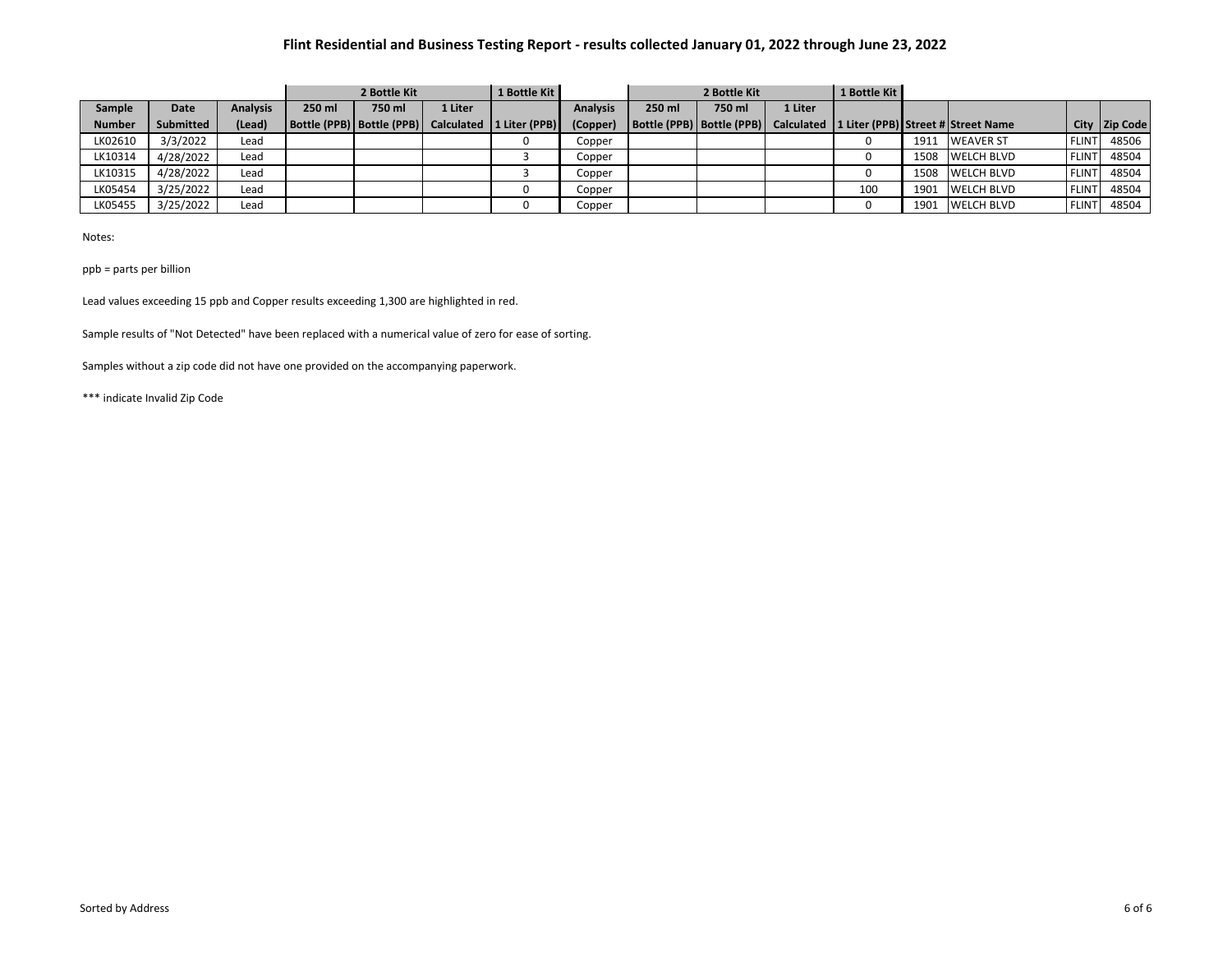# Flint Residential and Business Testing Report - results collected January 01, 2022 through June 23, 2022

| | | | 2 Bottle Kit | | | 1 Bottle Kit | | 2 Bottle Kit | | | 1 Bottle Kit | | | | |
|---|---|---|---|---|---|---|---|---|---|---|---|---|---|---|---|
| **Sample Number** | **Date Submitted** | **Analysis (Lead)** | **250 ml Bottle (PPB)** | **750 ml Bottle (PPB)** | **1 Liter Calculated** | **1 Liter (PPB)** | **Analysis (Copper)** | **250 ml Bottle (PPB)** | **750 ml Bottle (PPB)** | **1 Liter Calculated** | **1 Liter (PPB)** | **Street #** | **Street Name** | **City** | **Zip Code** |
| LK02610 | 3/3/2022 | Lead | | | | 0 | Copper | | | | 0 | 1911 | WEAVER ST | FLINT | 48506 |
| LK10314 | 4/28/2022 | Lead | | | | 3 | Copper | | | | 0 | 1508 | WELCH BLVD | FLINT | 48504 |
| LK10315 | 4/28/2022 | Lead | | | | 3 | Copper | | | | 0 | 1508 | WELCH BLVD | FLINT | 48504 |
| LK05454 | 3/25/2022 | Lead | | | | 0 | Copper | | | | 100 | 1901 | WELCH BLVD | FLINT | 48504 |
| LK05455 | 3/25/2022 | Lead | | | | 0 | Copper | | | | 0 | 1901 | WELCH BLVD | FLINT | 48504 |

Notes:

ppb = parts per billion

Lead values exceeding 15 ppb and Copper results exceeding 1,300 are highlighted in red.

Sample results of "Not Detected" have been replaced with a numerical value of zero for ease of sorting.

Samples without a zip code did not have one provided on the accompanying paperwork.

*** indicate Invalid Zip Code

Sorted by Address